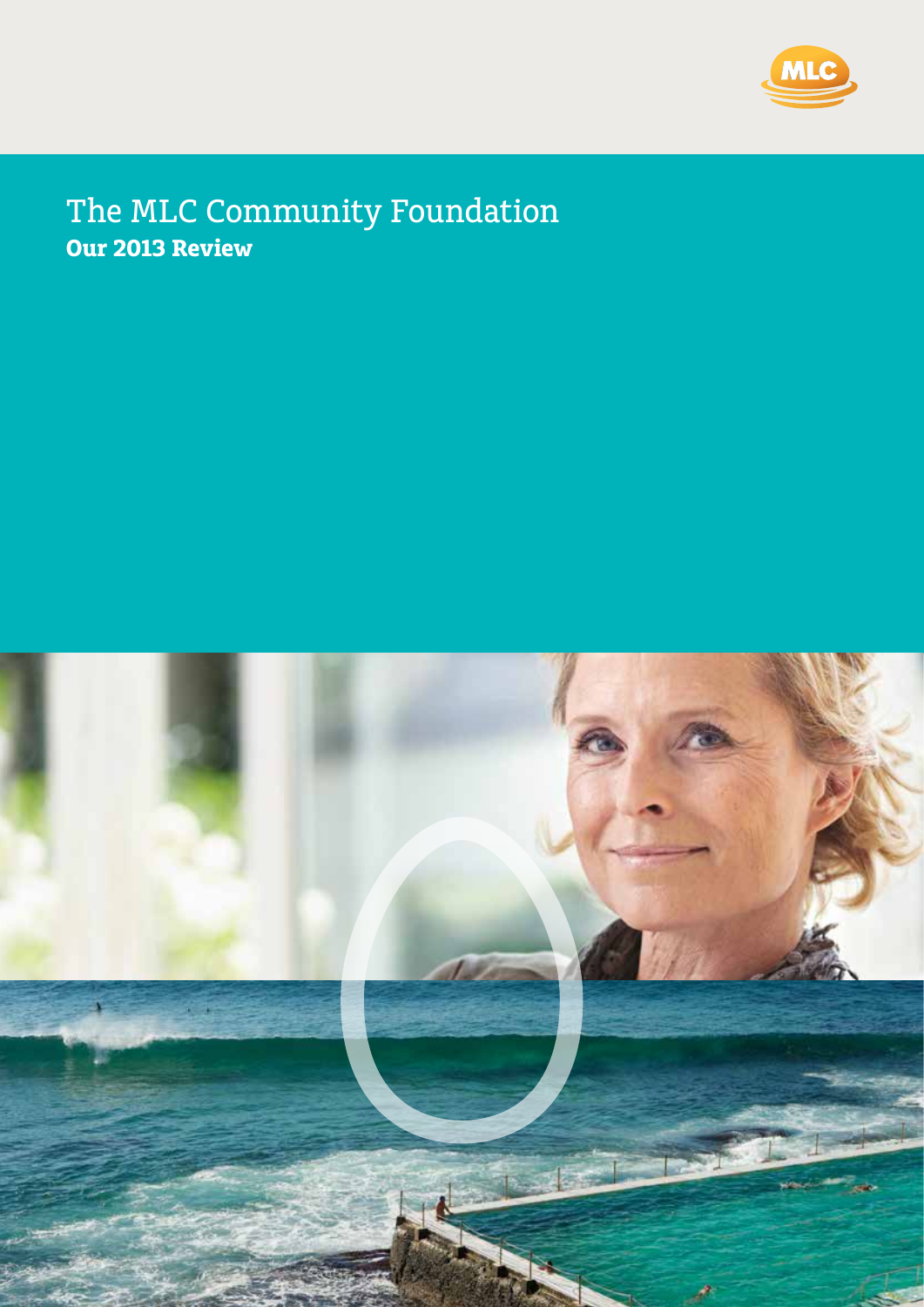MLC

# The MLC Community Foundation

**Our 2013 Review**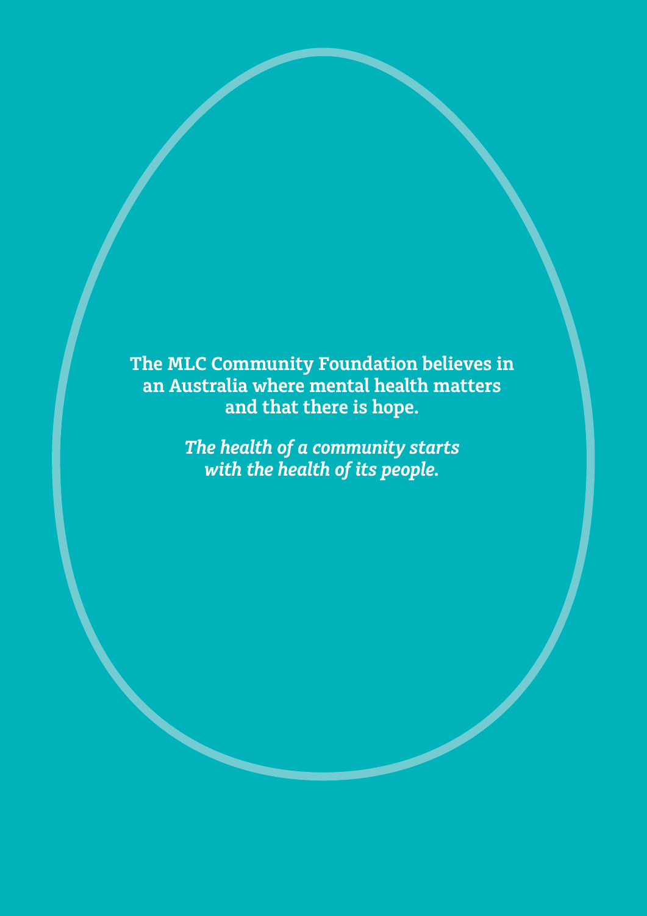**The MLC Community Foundation believes in an Australia where mental health matters and that there is hope.**

***The health of a community starts with the health of its people.***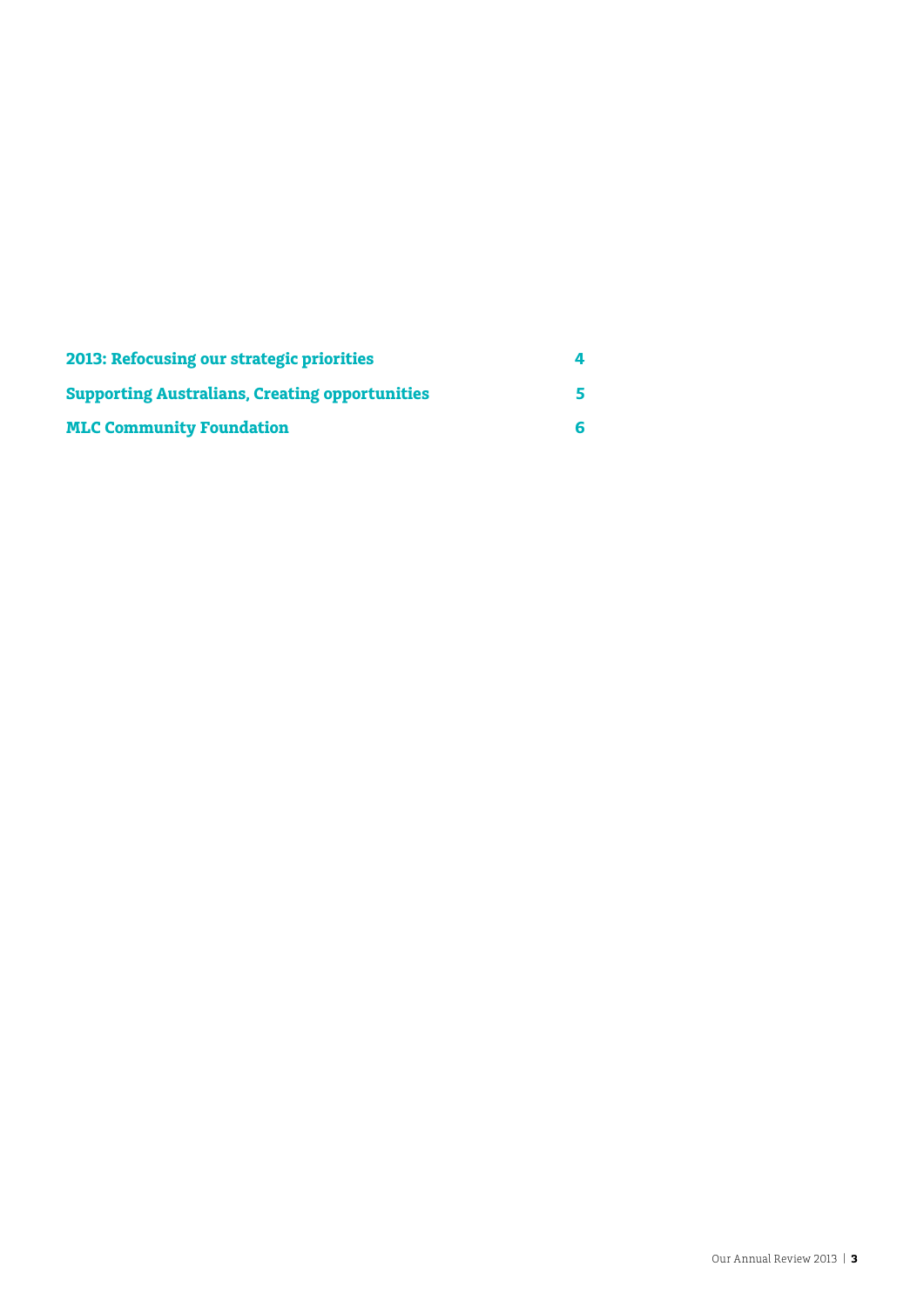| | |
|---|---|
| **2013: Refocusing our strategic priorities** | **4** |
| **Supporting Australians, Creating opportunities** | **5** |
| **MLC Community Foundation** | **6** |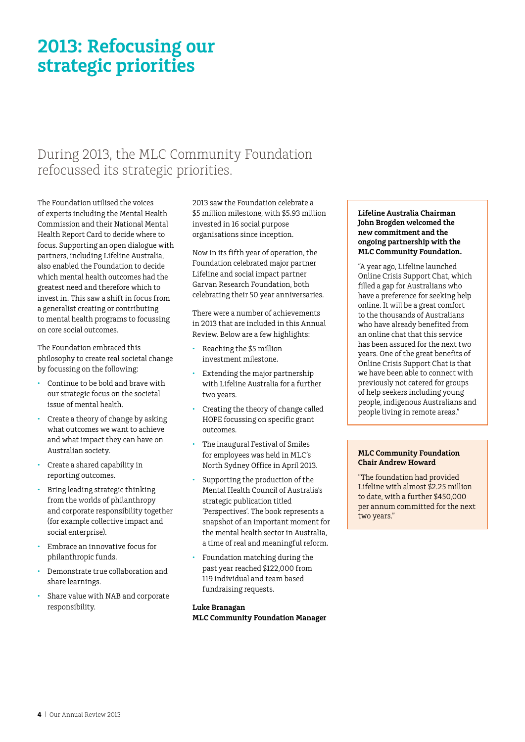# 2013: Refocusing our strategic priorities

## During 2013, the MLC Community Foundation refocussed its strategic priorities.

The Foundation utilised the voices of experts including the Mental Health Commission and their National Mental Health Report Card to decide where to focus. Supporting an open dialogue with partners, including Lifeline Australia, also enabled the Foundation to decide which mental health outcomes had the greatest need and therefore which to invest in. This saw a shift in focus from a generalist creating or contributing to mental health programs to focussing on core social outcomes.

The Foundation embraced this philosophy to create real societal change by focussing on the following:

- Continue to be bold and brave with our strategic focus on the societal issue of mental health.
- Create a theory of change by asking what outcomes we want to achieve and what impact they can have on Australian society.
- Create a shared capability in reporting outcomes.
- Bring leading strategic thinking from the worlds of philanthropy and corporate responsibility together (for example collective impact and social enterprise).
- Embrace an innovative focus for philanthropic funds.
- Demonstrate true collaboration and share learnings.
- Share value with NAB and corporate responsibility.

2013 saw the Foundation celebrate a $5 million milestone, with $5.93 million invested in 16 social purpose organisations since inception.

Now in its fifth year of operation, the Foundation celebrated major partner Lifeline and social impact partner Garvan Research Foundation, both celebrating their 50 year anniversaries.

There were a number of achievements in 2013 that are included in this Annual Review. Below are a few highlights:

- Reaching the $5 million investment milestone.
- Extending the major partnership with Lifeline Australia for a further two years.
- Creating the theory of change called HOPE focussing on specific grant outcomes.
- The inaugural Festival of Smiles for employees was held in MLC's North Sydney Office in April 2013.
- Supporting the production of the Mental Health Council of Australia's strategic publication titled 'Perspectives'. The book represents a snapshot of an important moment for the mental health sector in Australia, a time of real and meaningful reform.
- Foundation matching during the past year reached $122,000 from 119 individual and team based fundraising requests.

**Luke Branagan**
**MLC Community Foundation Manager**

**Lifeline Australia Chairman John Brogden welcomed the new commitment and the ongoing partnership with the MLC Community Foundation.**

"A year ago, Lifeline launched Online Crisis Support Chat, which filled a gap for Australians who have a preference for seeking help online. It will be a great comfort to the thousands of Australians who have already benefited from an online chat that this service has been assured for the next two years. One of the great benefits of Online Crisis Support Chat is that we have been able to connect with previously not catered for groups of help seekers including young people, indigenous Australians and people living in remote areas."

**MLC Community Foundation Chair Andrew Howard**

"The foundation had provided Lifeline with almost $2.25 million to date, with a further $450,000 per annum committed for the next two years."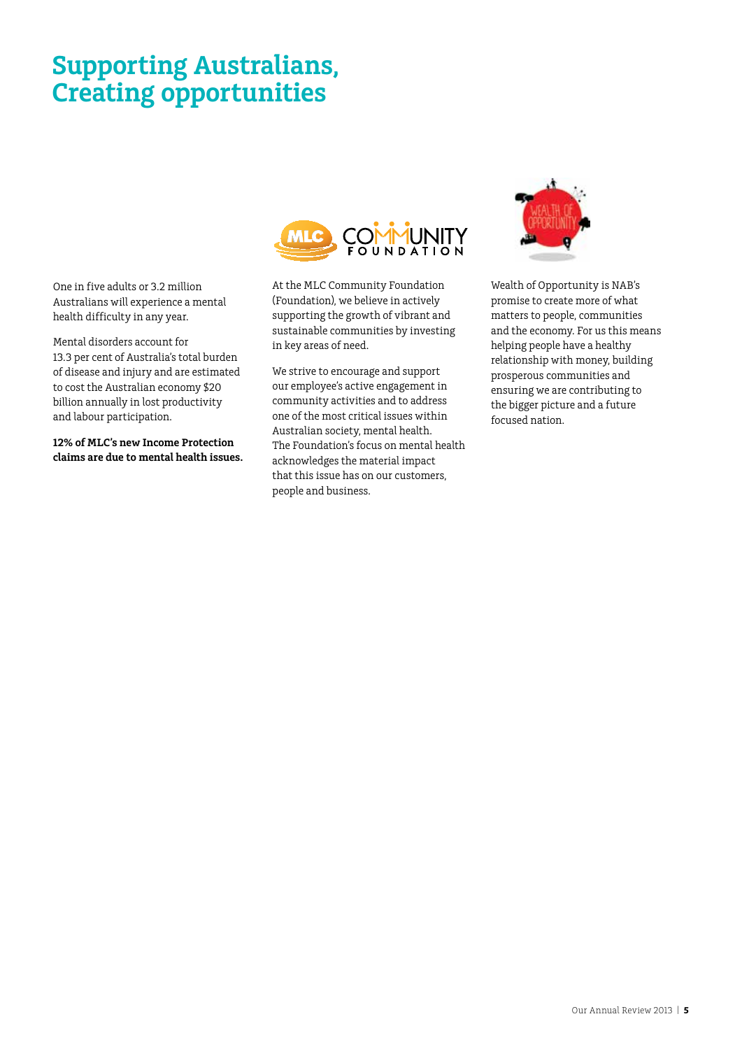# Supporting Australians, Creating opportunities

One in five adults or 3.2 million Australians will experience a mental health difficulty in any year.

Mental disorders account for 13.3 per cent of Australia's total burden of disease and injury and are estimated to cost the Australian economy $20 billion annually in lost productivity and labour participation.

**12% of MLC's new Income Protection claims are due to mental health issues.**

At the MLC Community Foundation (Foundation), we believe in actively supporting the growth of vibrant and sustainable communities by investing in key areas of need.

We strive to encourage and support our employee's active engagement in community activities and to address one of the most critical issues within Australian society, mental health. The Foundation's focus on mental health acknowledges the material impact that this issue has on our customers, people and business.

Wealth of Opportunity is NAB's promise to create more of what matters to people, communities and the economy. For us this means helping people have a healthy relationship with money, building prosperous communities and ensuring we are contributing to the bigger picture and a future focused nation.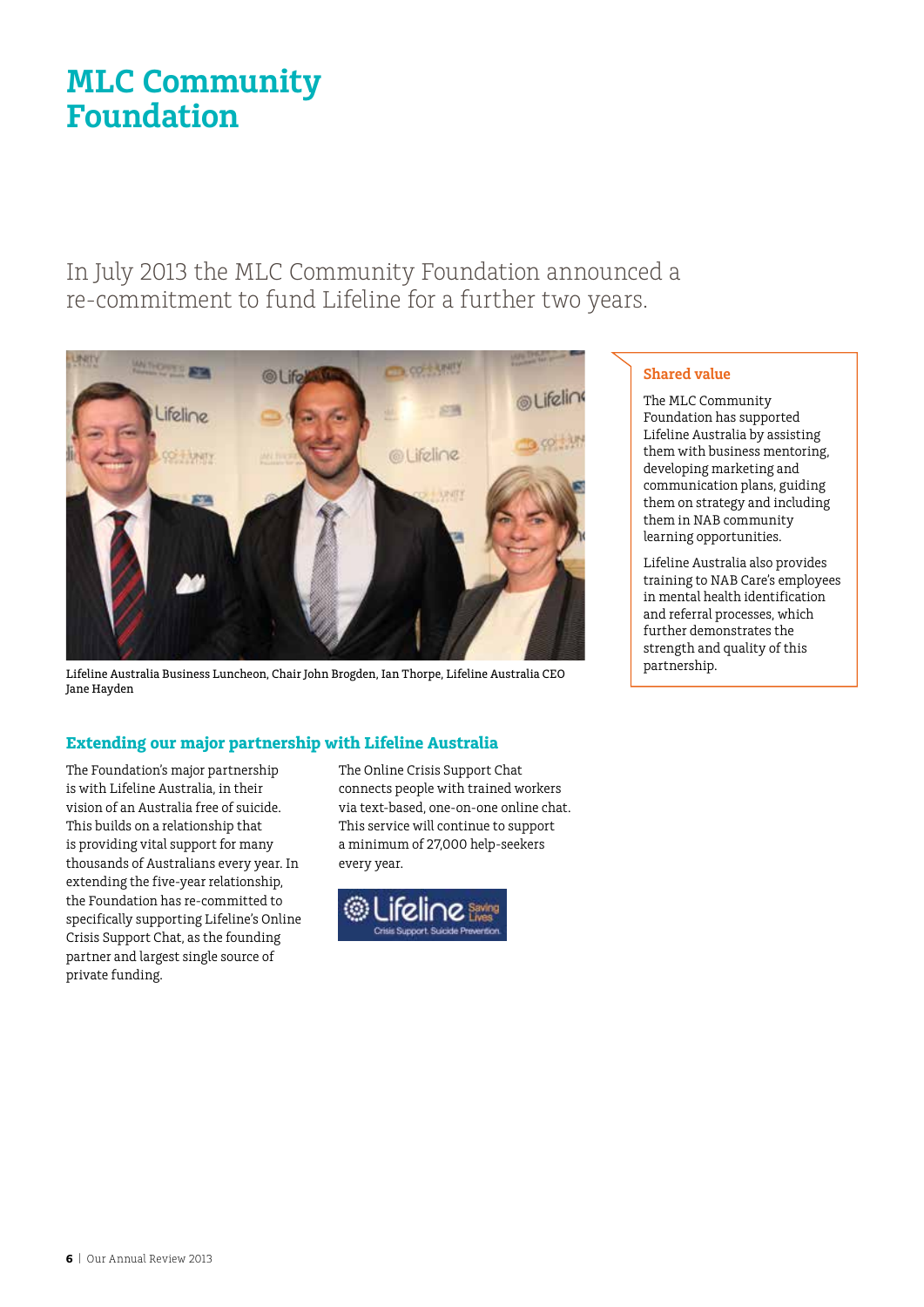# MLC Community Foundation

In July 2013 the MLC Community Foundation announced a re-commitment to fund Lifeline for a further two years.

Lifeline Australia Business Luncheon, Chair John Brogden, Ian Thorpe, Lifeline Australia CEO Jane Hayden

### Shared value

The MLC Community Foundation has supported Lifeline Australia by assisting them with business mentoring, developing marketing and communication plans, guiding them on strategy and including them in NAB community learning opportunities.

Lifeline Australia also provides training to NAB Care's employees in mental health identification and referral processes, which further demonstrates the strength and quality of this partnership.

## Extending our major partnership with Lifeline Australia

The Foundation's major partnership is with Lifeline Australia, in their vision of an Australia free of suicide. This builds on a relationship that is providing vital support for many thousands of Australians every year. In extending the five-year relationship, the Foundation has re-committed to specifically supporting Lifeline's Online Crisis Support Chat, as the founding partner and largest single source of private funding.

The Online Crisis Support Chat connects people with trained workers via text-based, one-on-one online chat. This service will continue to support a minimum of 27,000 help-seekers every year.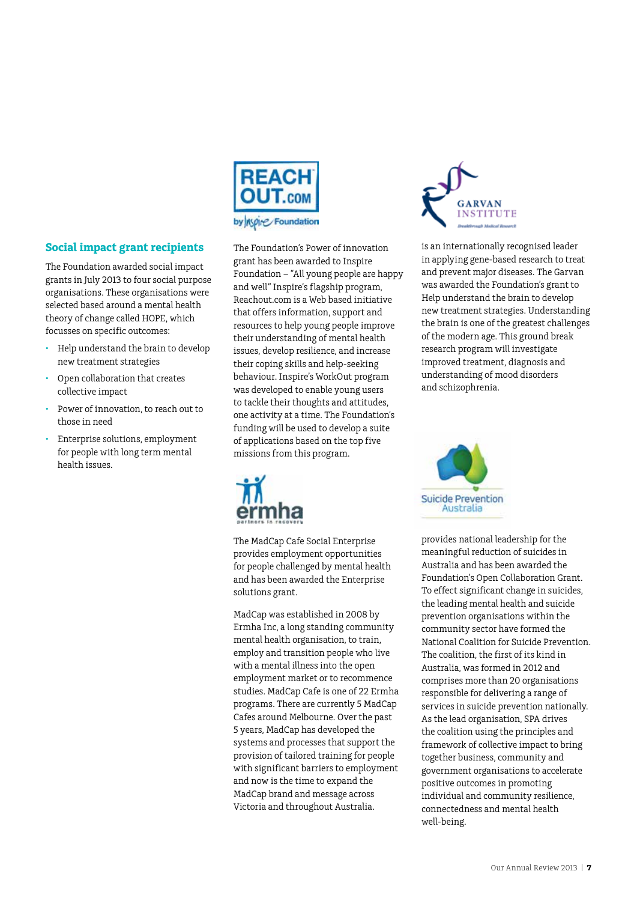## Social impact grant recipients

The Foundation awarded social impact grants in July 2013 to four social purpose organisations. These organisations were selected based around a mental health theory of change called HOPE, which focusses on specific outcomes:

- Help understand the brain to develop new treatment strategies
- Open collaboration that creates collective impact
- Power of innovation, to reach out to those in need
- Enterprise solutions, employment for people with long term mental health issues.

The Foundation's Power of innovation grant has been awarded to Inspire Foundation – "All young people are happy and well" Inspire's flagship program, Reachout.com is a Web based initiative that offers information, support and resources to help young people improve their understanding of mental health issues, develop resilience, and increase their coping skills and help-seeking behaviour. Inspire's WorkOut program was developed to enable young users to tackle their thoughts and attitudes, one activity at a time. The Foundation's funding will be used to develop a suite of applications based on the top five missions from this program.

The MadCap Cafe Social Enterprise provides employment opportunities for people challenged by mental health and has been awarded the Enterprise solutions grant.

MadCap was established in 2008 by Ermha Inc, a long standing community mental health organisation, to train, employ and transition people who live with a mental illness into the open employment market or to recommence studies. MadCap Cafe is one of 22 Ermha programs. There are currently 5 MadCap Cafes around Melbourne. Over the past 5 years, MadCap has developed the systems and processes that support the provision of tailored training for people with significant barriers to employment and now is the time to expand the MadCap brand and message across Victoria and throughout Australia.

Garvan Institute is an internationally recognised leader in applying gene-based research to treat and prevent major diseases. The Garvan was awarded the Foundation's grant to Help understand the brain to develop new treatment strategies. Understanding the brain is one of the greatest challenges of the modern age. This ground break research program will investigate improved treatment, diagnosis and understanding of mood disorders and schizophrenia.

Suicide Prevention Australia provides national leadership for the meaningful reduction of suicides in Australia and has been awarded the Foundation's Open Collaboration Grant. To effect significant change in suicides, the leading mental health and suicide prevention organisations within the community sector have formed the National Coalition for Suicide Prevention. The coalition, the first of its kind in Australia, was formed in 2012 and comprises more than 20 organisations responsible for delivering a range of services in suicide prevention nationally. As the lead organisation, SPA drives the coalition using the principles and framework of collective impact to bring together business, community and government organisations to accelerate positive outcomes in promoting individual and community resilience, connectedness and mental health well-being.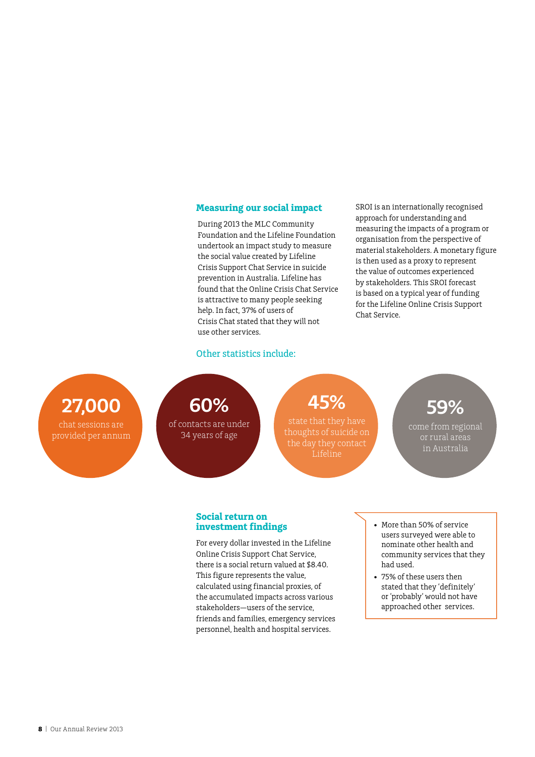## Measuring our social impact

During 2013 the MLC Community Foundation and the Lifeline Foundation undertook an impact study to measure the social value created by Lifeline Crisis Support Chat Service in suicide prevention in Australia. Lifeline has found that the Online Crisis Chat Service is attractive to many people seeking help. In fact, 37% of users of Crisis Chat stated that they will not use other services.

SROI is an internationally recognised approach for understanding and measuring the impacts of a program or organisation from the perspective of material stakeholders. A monetary figure is then used as a proxy to represent the value of outcomes experienced by stakeholders. This SROI forecast is based on a typical year of funding for the Lifeline Online Crisis Support Chat Service.

### Other statistics include:

**27,000**
chat sessions are provided per annum

**60%**
of contacts are under 34 years of age

**45%**
state that they have thoughts of suicide on the day they contact Lifeline

**59%**
come from regional or rural areas in Australia

## Social return on investment findings

For every dollar invested in the Lifeline Online Crisis Support Chat Service, there is a social return valued at $8.40. This figure represents the value, calculated using financial proxies, of the accumulated impacts across various stakeholders—users of the service, friends and families, emergency services personnel, health and hospital services.

- More than 50% of service users surveyed were able to nominate other health and community services that they had used.
- 75% of these users then stated that they 'definitely' or 'probably' would not have approached other services.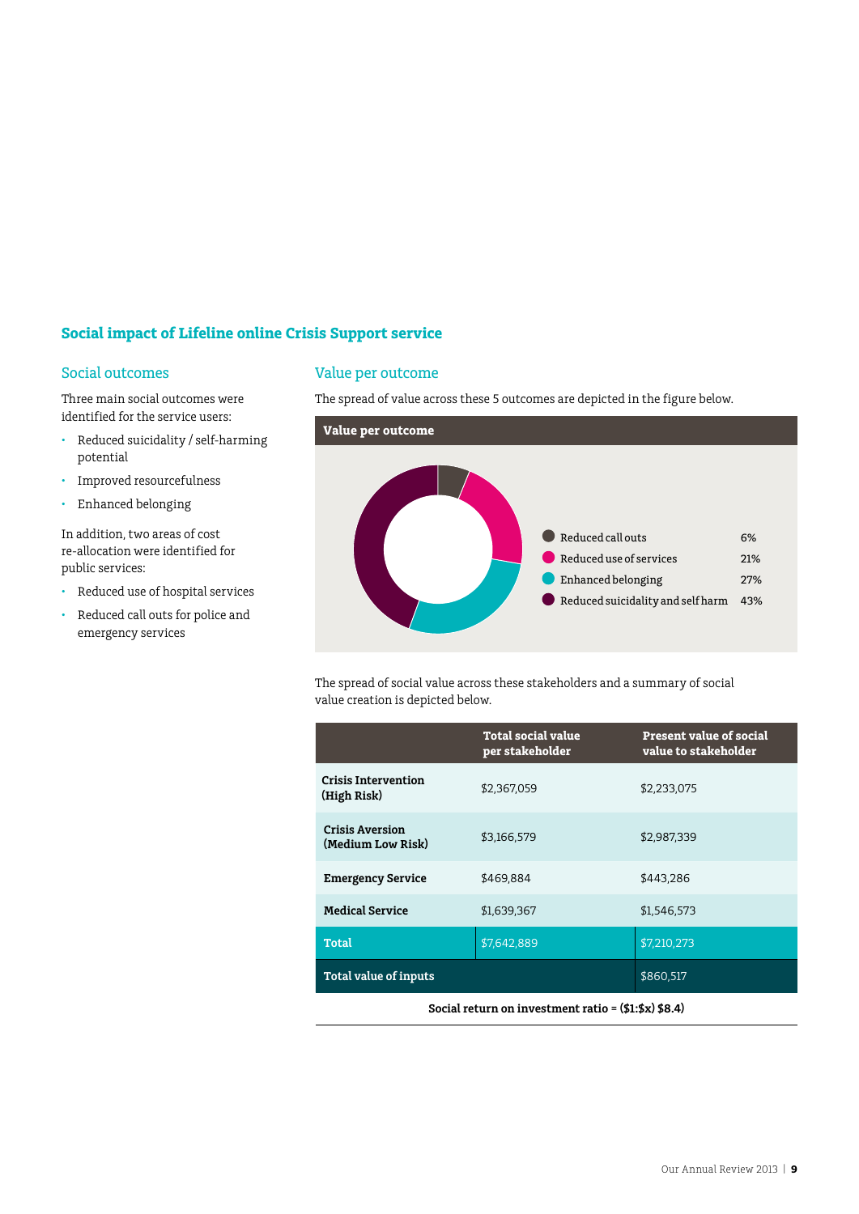## Social impact of Lifeline online Crisis Support service

### Social outcomes

Three main social outcomes were identified for the service users:

- Reduced suicidality / self-harming potential
- Improved resourcefulness
- Enhanced belonging

In addition, two areas of cost re-allocation were identified for public services:

- Reduced use of hospital services
- Reduced call outs for police and emergency services

### Value per outcome

The spread of value across these 5 outcomes are depicted in the figure below.

**Value per outcome**

| Outcome | Share |
|---|---|
| Reduced call outs | 6% |
| Reduced use of services | 21% |
| Enhanced belonging | 27% |
| Reduced suicidality and self harm | 43% |

The spread of social value across these stakeholders and a summary of social value creation is depicted below.

| | Total social value per stakeholder | Present value of social value to stakeholder |
|---|---|---|
| **Crisis Intervention (High Risk)** | $2,367,059 | $2,233,075 |
| **Crisis Aversion (Medium Low Risk)** | $3,166,579 | $2,987,339 |
| **Emergency Service** | $469,884 | $443,286 |
| **Medical Service** | $1,639,367 | $1,546,573 |
| **Total** | $7,642,889 | $7,210,273 |
| **Total value of inputs** | | $860,517 |

**Social return on investment ratio = ($1:$x) $8.4)**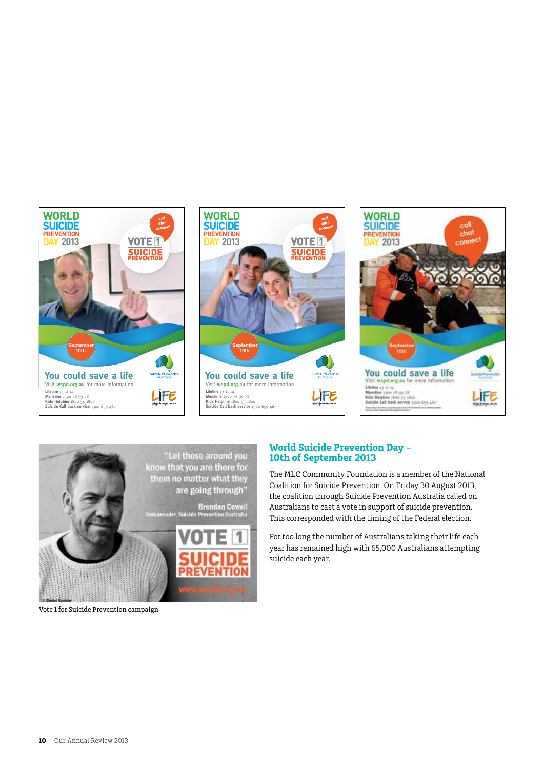## World Suicide Prevention Day – 10th of September 2013

The MLC Community Foundation is a member of the National Coalition for Suicide Prevention. On Friday 30 August 2013, the coalition through Suicide Prevention Australia called on Australians to cast a vote in support of suicide prevention. This corresponded with the timing of the Federal election.

For too long the number of Australians taking their life each year has remained high with 65,000 Australians attempting suicide each year.

Vote 1 for Suicide Prevention campaign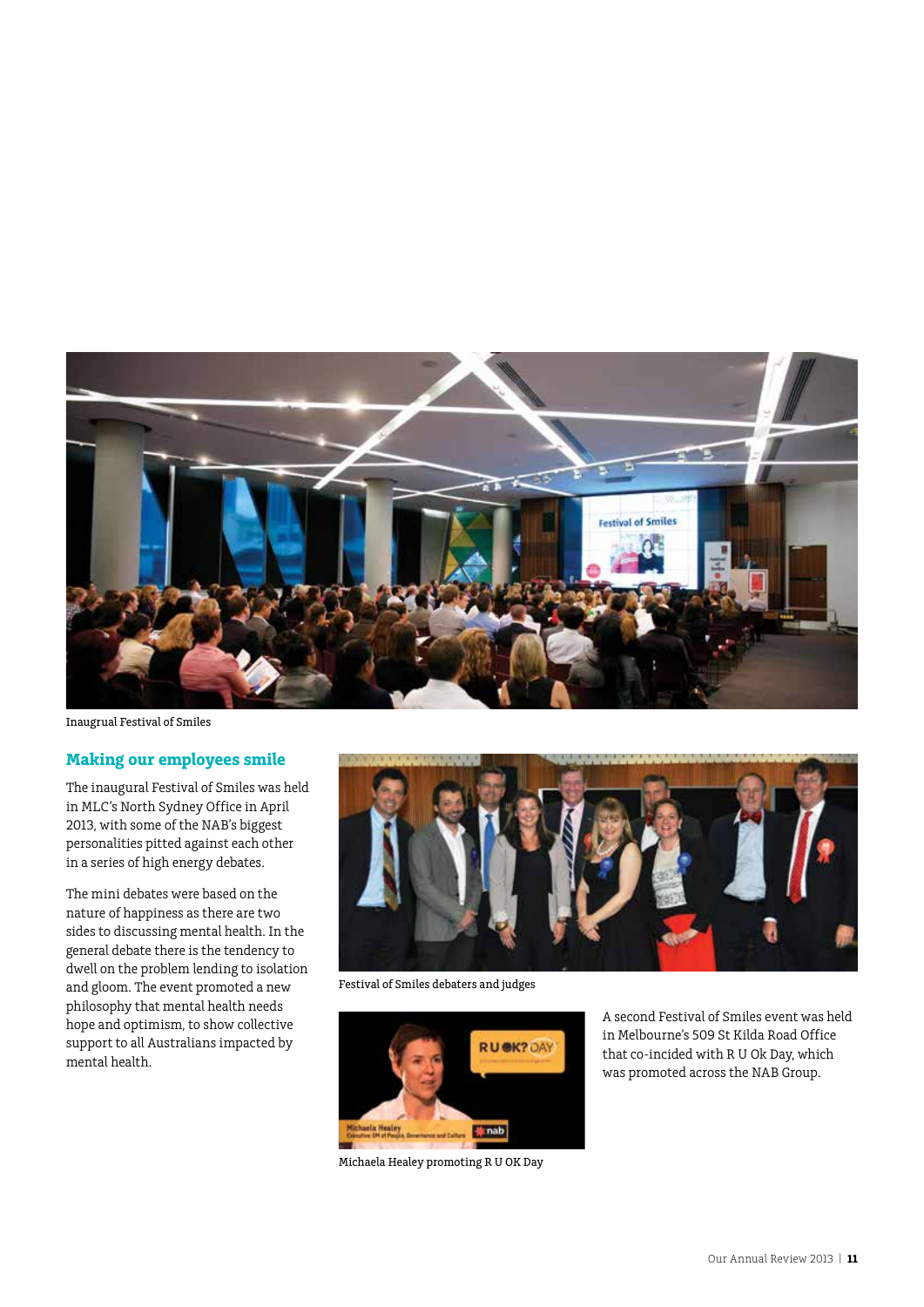Inaugrual Festival of Smiles

## Making our employees smile

The inaugural Festival of Smiles was held in MLC's North Sydney Office in April 2013, with some of the NAB's biggest personalities pitted against each other in a series of high energy debates.

The mini debates were based on the nature of happiness as there are two sides to discussing mental health. In the general debate there is the tendency to dwell on the problem lending to isolation and gloom. The event promoted a new philosophy that mental health needs hope and optimism, to show collective support to all Australians impacted by mental health.

Festival of Smiles debaters and judges

Michaela Healey promoting R U OK Day

A second Festival of Smiles event was held in Melbourne's 509 St Kilda Road Office that co-incided with R U Ok Day, which was promoted across the NAB Group.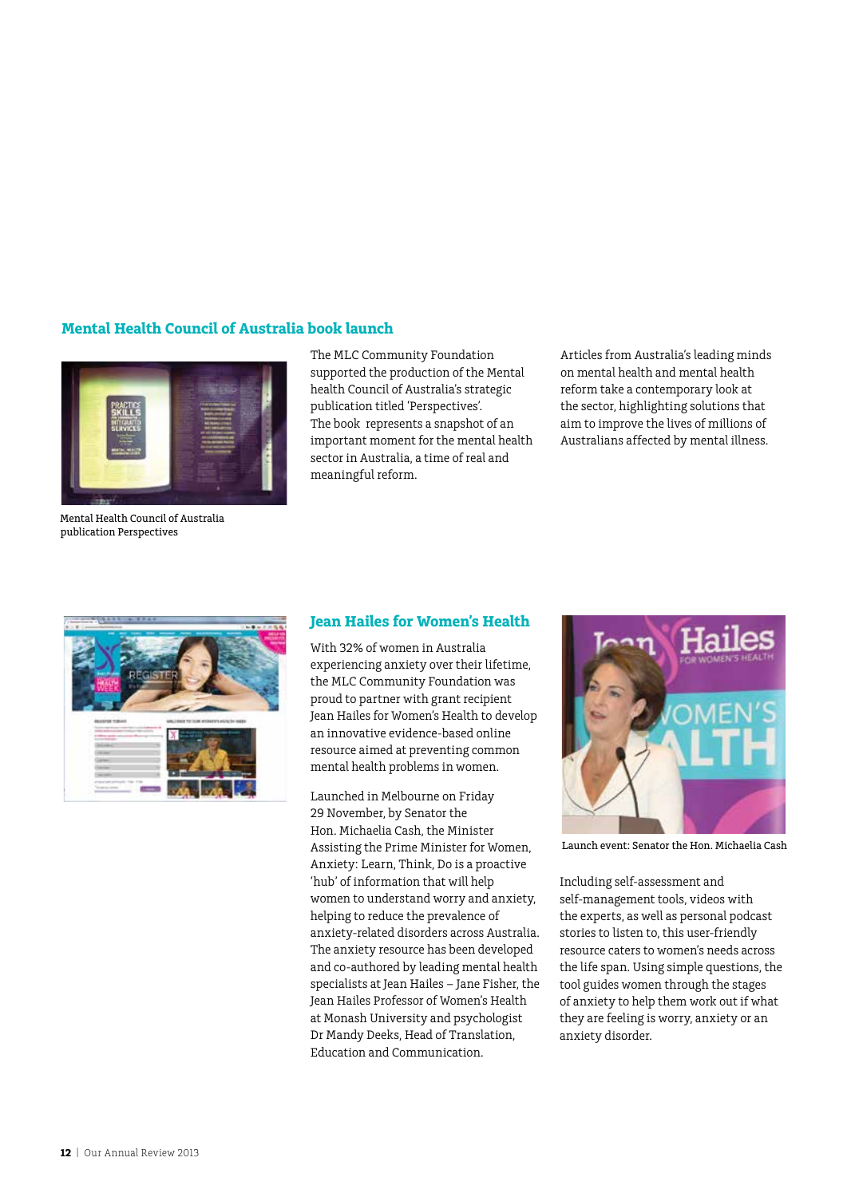## Mental Health Council of Australia book launch

Mental Health Council of Australia publication Perspectives

The MLC Community Foundation supported the production of the Mental health Council of Australia's strategic publication titled 'Perspectives'. The book represents a snapshot of an important moment for the mental health sector in Australia, a time of real and meaningful reform.

Articles from Australia's leading minds on mental health and mental health reform take a contemporary look at the sector, highlighting solutions that aim to improve the lives of millions of Australians affected by mental illness.

## Jean Hailes for Women's Health

With 32% of women in Australia experiencing anxiety over their lifetime, the MLC Community Foundation was proud to partner with grant recipient Jean Hailes for Women's Health to develop an innovative evidence-based online resource aimed at preventing common mental health problems in women.

Launched in Melbourne on Friday 29 November, by Senator the Hon. Michaelia Cash, the Minister Assisting the Prime Minister for Women, Anxiety: Learn, Think, Do is a proactive 'hub' of information that will help women to understand worry and anxiety, helping to reduce the prevalence of anxiety-related disorders across Australia. The anxiety resource has been developed and co-authored by leading mental health specialists at Jean Hailes – Jane Fisher, the Jean Hailes Professor of Women's Health at Monash University and psychologist Dr Mandy Deeks, Head of Translation, Education and Communication.

Launch event: Senator the Hon. Michaelia Cash

Including self-assessment and self-management tools, videos with the experts, as well as personal podcast stories to listen to, this user-friendly resource caters to women's needs across the life span. Using simple questions, the tool guides women through the stages of anxiety to help them work out if what they are feeling is worry, anxiety or an anxiety disorder.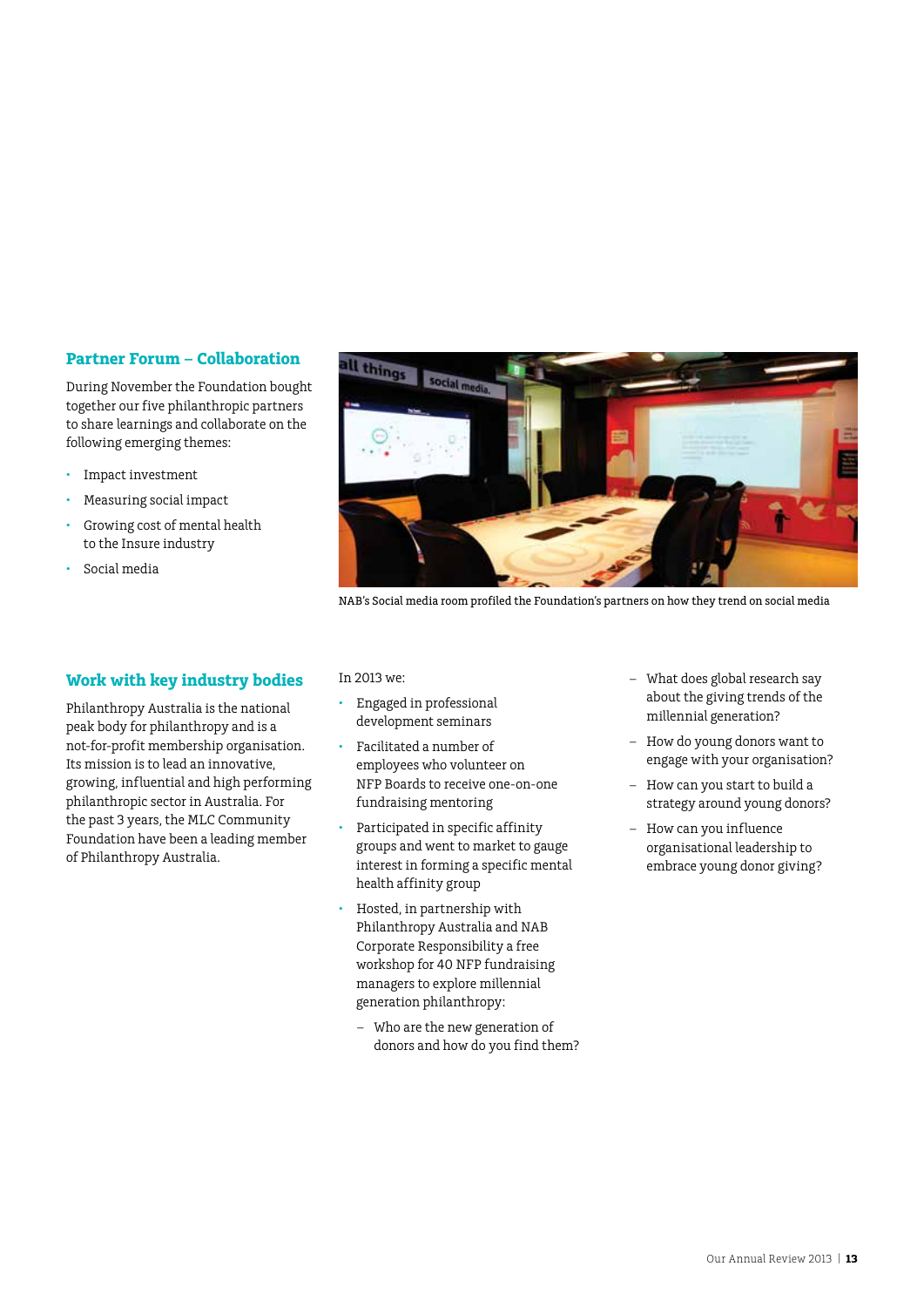## Partner Forum – Collaboration

During November the Foundation bought together our five philanthropic partners to share learnings and collaborate on the following emerging themes:

- Impact investment
- Measuring social impact
- Growing cost of mental health to the Insure industry
- Social media

NAB's Social media room profiled the Foundation's partners on how they trend on social media

## Work with key industry bodies

Philanthropy Australia is the national peak body for philanthropy and is a not-for-profit membership organisation. Its mission is to lead an innovative, growing, influential and high performing philanthropic sector in Australia. For the past 3 years, the MLC Community Foundation have been a leading member of Philanthropy Australia.

In 2013 we:

- Engaged in professional development seminars
- Facilitated a number of employees who volunteer on NFP Boards to receive one-on-one fundraising mentoring
- Participated in specific affinity groups and went to market to gauge interest in forming a specific mental health affinity group
- Hosted, in partnership with Philanthropy Australia and NAB Corporate Responsibility a free workshop for 40 NFP fundraising managers to explore millennial generation philanthropy:
  - Who are the new generation of donors and how do you find them?
  - What does global research say about the giving trends of the millennial generation?
  - How do young donors want to engage with your organisation?
  - How can you start to build a strategy around young donors?
  - How can you influence organisational leadership to embrace young donor giving?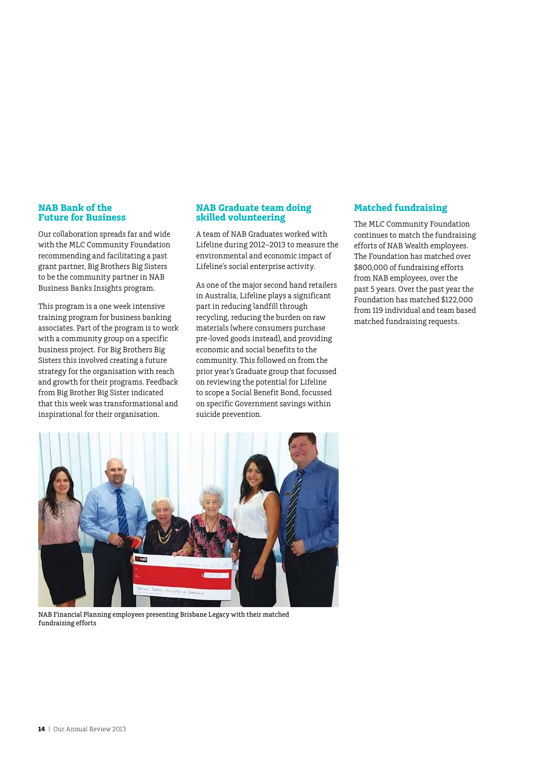## NAB Bank of the Future for Business

Our collaboration spreads far and wide with the MLC Community Foundation recommending and facilitating a past grant partner, Big Brothers Big Sisters to be the community partner in NAB Business Banks Insights program.

This program is a one week intensive training program for business banking associates. Part of the program is to work with a community group on a specific business project. For Big Brothers Big Sisters this involved creating a future strategy for the organisation with reach and growth for their programs. Feedback from Big Brother Big Sister indicated that this week was transformational and inspirational for their organisation.

## NAB Graduate team doing skilled volunteering

A team of NAB Graduates worked with Lifeline during 2012–2013 to measure the environmental and economic impact of Lifeline's social enterprise activity.

As one of the major second hand retailers in Australia, Lifeline plays a significant part in reducing landfill through recycling, reducing the burden on raw materials (where consumers purchase pre-loved goods instead), and providing economic and social benefits to the community. This followed on from the prior year's Graduate group that focussed on reviewing the potential for Lifeline to scope a Social Benefit Bond, focussed on specific Government savings within suicide prevention.

## Matched fundraising

The MLC Community Foundation continues to match the fundraising efforts of NAB Wealth employees. The Foundation has matched over $800,000 of fundraising efforts from NAB employees, over the past 5 years. Over the past year the Foundation has matched $122,000 from 119 individual and team based matched fundraising requests.

NAB Financial Planning employees presenting Brisbane Legacy with their matched fundraising efforts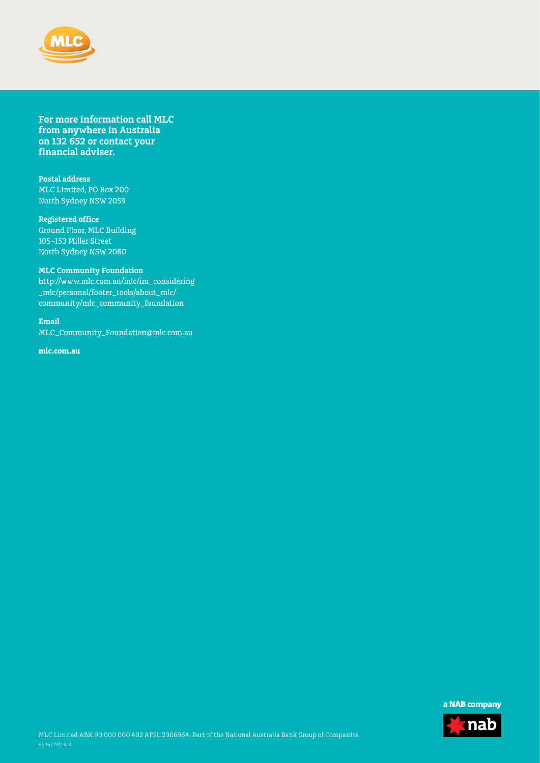MLC

**For more information call MLC from anywhere in Australia on 132 652 or contact your financial adviser.**

**Postal address**
MLC Limited, PO Box 200
North Sydney NSW 2059

**Registered office**
Ground Floor, MLC Building
105–153 Miller Street
North Sydney NSW 2060

**MLC Community Foundation**
http://www.mlc.com.au/mlc/im_considering_mlc/personal/footer_tools/about_mlc/community/mlc_community_foundation

**Email**
MLC_Community_Foundation@mlc.com.au

**mlc.com.au**

a NAB company

nab

MLC Limited ABN 90 000 000 402 AFSL 2306964. Part of the National Australia Bank Group of Companies.
652672M0814